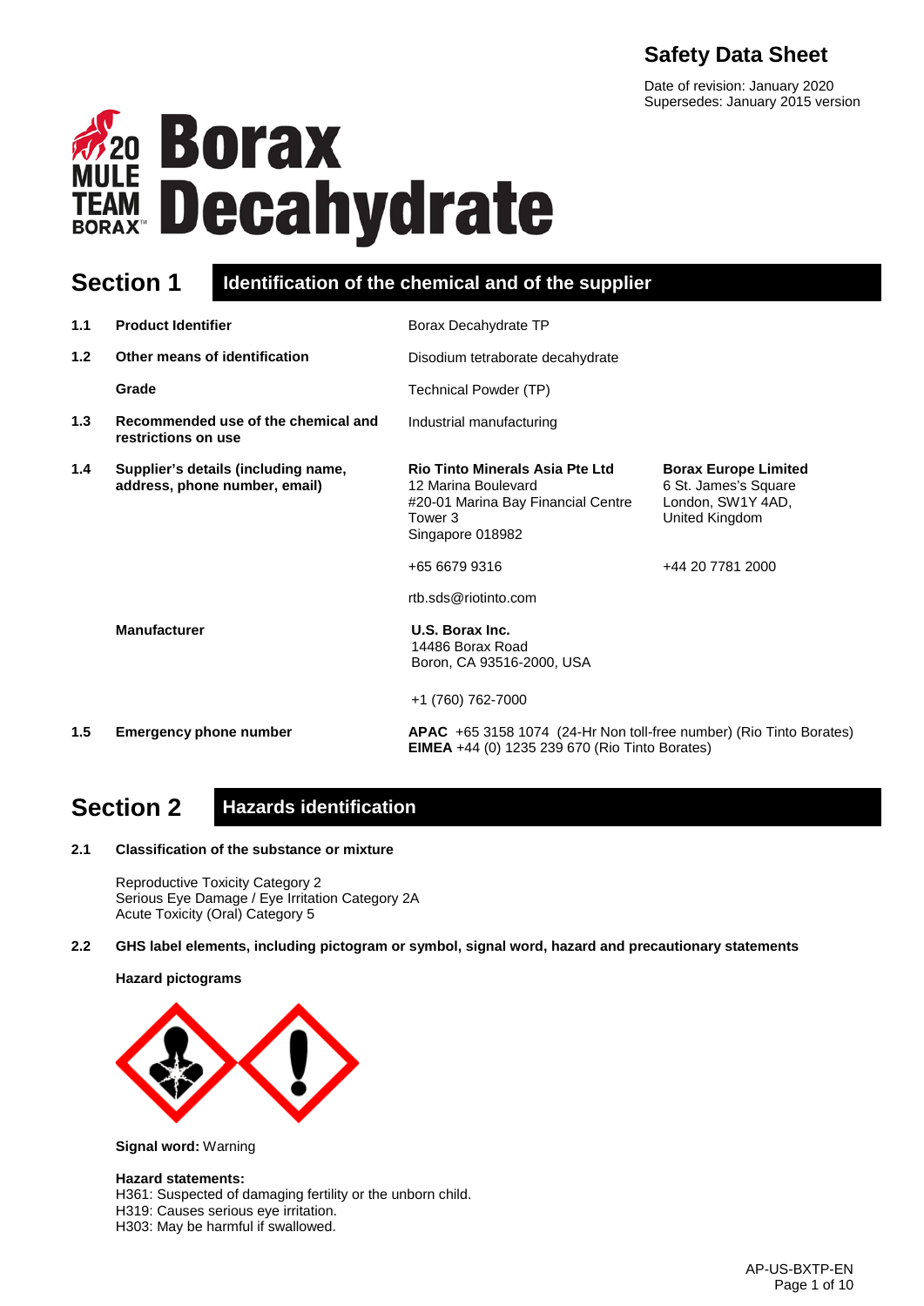# Safety Data Sheet

Date of revision: January 2020
Supersedes: January 2015 version

# Borax Decahydrate

## Section 1 Identification of the chemical and of the supplier

| | | | |
|---|---|---|---|
| **1.1** | **Product Identifier** | Borax Decahydrate TP | |
| **1.2** | **Other means of identification** | Disodium tetraborate decahydrate | |
| | **Grade** | Technical Powder (TP) | |
| **1.3** | **Recommended use of the chemical and restrictions on use** | Industrial manufacturing | |
| **1.4** | **Supplier's details (including name, address, phone number, email)** | **Rio Tinto Minerals Asia Pte Ltd**<br>12 Marina Boulevard<br>#20-01 Marina Bay Financial Centre<br>Tower 3<br>Singapore 018982<br><br>+65 6679 9316<br><br>rtb.sds@riotinto.com | **Borax Europe Limited**<br>6 St. James's Square<br>London, SW1Y 4AD,<br>United Kingdom<br><br>+44 20 7781 2000 |
| | **Manufacturer** | **U.S. Borax Inc.**<br>14486 Borax Road<br>Boron, CA 93516-2000, USA<br><br>+1 (760) 762-7000 | |
| **1.5** | **Emergency phone number** | **APAC** +65 3158 1074 (24-Hr Non toll-free number) (Rio Tinto Borates)<br>**EIMEA** +44 (0) 1235 239 670 (Rio Tinto Borates) | |

## Section 2 Hazards identification

**2.1 Classification of the substance or mixture**

Reproductive Toxicity Category 2
Serious Eye Damage / Eye Irritation Category 2A
Acute Toxicity (Oral) Category 5

**2.2 GHS label elements, including pictogram or symbol, signal word, hazard and precautionary statements**

**Hazard pictograms**

**Signal word:** Warning

**Hazard statements:**
H361: Suspected of damaging fertility or the unborn child.
H319: Causes serious eye irritation.
H303: May be harmful if swallowed.

AP-US-BXTP-EN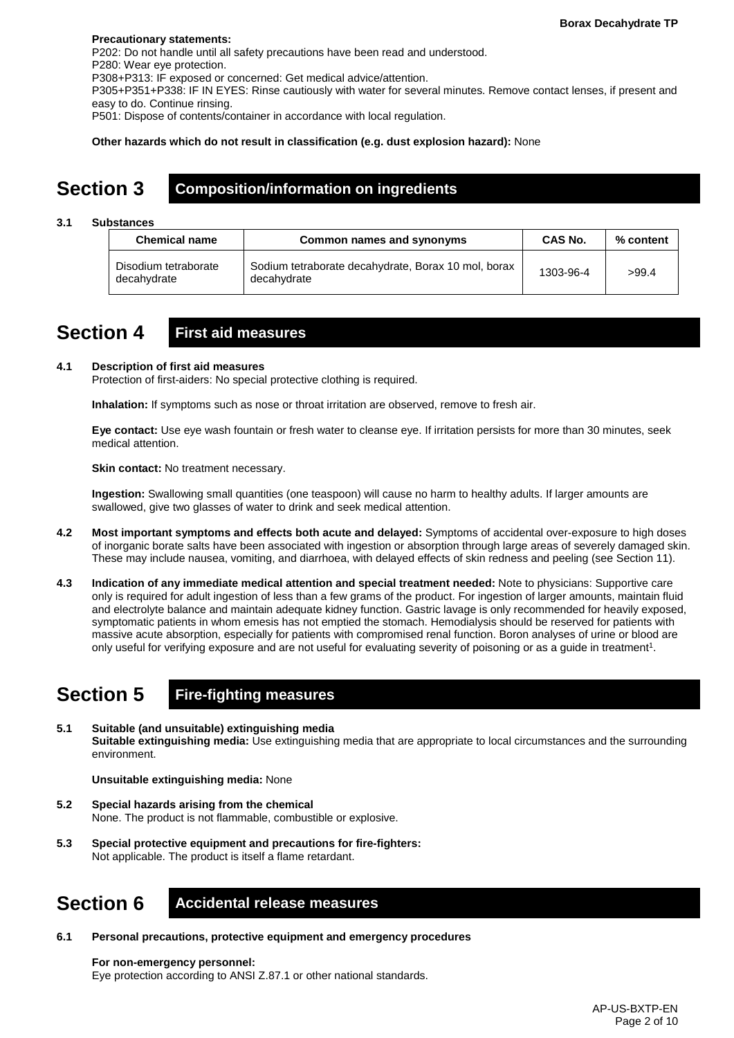**Precautionary statements:**
P202: Do not handle until all safety precautions have been read and understood.
P280: Wear eye protection.
P308+P313: IF exposed or concerned: Get medical advice/attention.
P305+P351+P338: IF IN EYES: Rinse cautiously with water for several minutes. Remove contact lenses, if present and easy to do. Continue rinsing.
P501: Dispose of contents/container in accordance with local regulation.

**Other hazards which do not result in classification (e.g. dust explosion hazard):** None

# Section 3 Composition/information on ingredients

**3.1 Substances**

| Chemical name | Common names and synonyms | CAS No. | % content |
|---|---|---|---|
| Disodium tetraborate decahydrate | Sodium tetraborate decahydrate, Borax 10 mol, borax decahydrate | 1303-96-4 | >99.4 |

# Section 4 First aid measures

**4.1 Description of first aid measures**
Protection of first-aiders: No special protective clothing is required.

**Inhalation:** If symptoms such as nose or throat irritation are observed, remove to fresh air.

**Eye contact:** Use eye wash fountain or fresh water to cleanse eye. If irritation persists for more than 30 minutes, seek medical attention.

**Skin contact:** No treatment necessary.

**Ingestion:** Swallowing small quantities (one teaspoon) will cause no harm to healthy adults. If larger amounts are swallowed, give two glasses of water to drink and seek medical attention.

**4.2 Most important symptoms and effects both acute and delayed:** Symptoms of accidental over-exposure to high doses of inorganic borate salts have been associated with ingestion or absorption through large areas of severely damaged skin. These may include nausea, vomiting, and diarrhoea, with delayed effects of skin redness and peeling (see Section 11).

**4.3 Indication of any immediate medical attention and special treatment needed:** Note to physicians: Supportive care only is required for adult ingestion of less than a few grams of the product. For ingestion of larger amounts, maintain fluid and electrolyte balance and maintain adequate kidney function. Gastric lavage is only recommended for heavily exposed, symptomatic patients in whom emesis has not emptied the stomach. Hemodialysis should be reserved for patients with massive acute absorption, especially for patients with compromised renal function. Boron analyses of urine or blood are only useful for verifying exposure and are not useful for evaluating severity of poisoning or as a guide in treatment[1].

# Section 5 Fire-fighting measures

**5.1 Suitable (and unsuitable) extinguishing media**
**Suitable extinguishing media:** Use extinguishing media that are appropriate to local circumstances and the surrounding environment.

**Unsuitable extinguishing media:** None

**5.2 Special hazards arising from the chemical**
None. The product is not flammable, combustible or explosive.

**5.3 Special protective equipment and precautions for fire-fighters:**
Not applicable. The product is itself a flame retardant.

# Section 6 Accidental release measures

**6.1 Personal precautions, protective equipment and emergency procedures**

**For non-emergency personnel:**
Eye protection according to ANSI Z.87.1 or other national standards.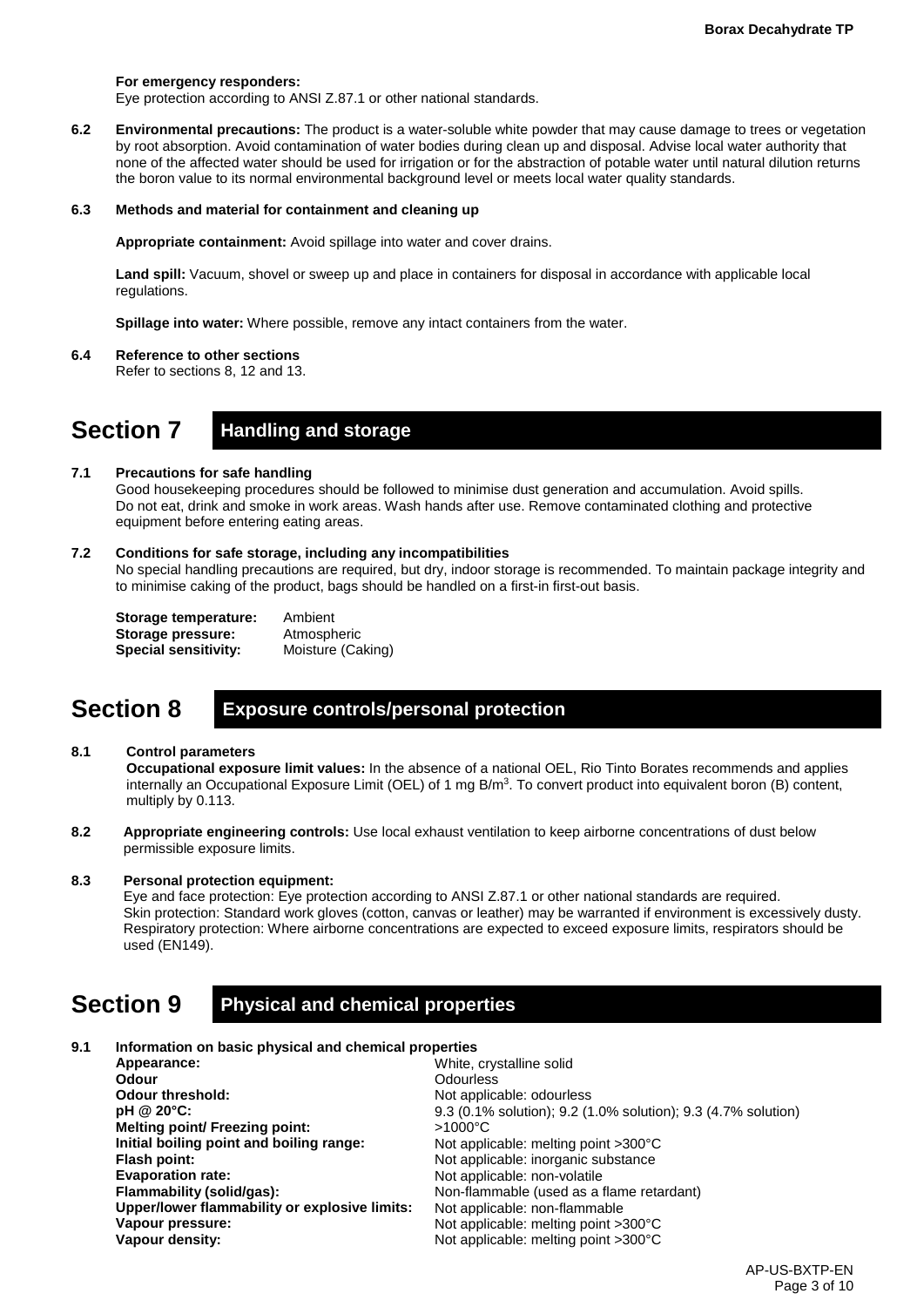**For emergency responders:**
Eye protection according to ANSI Z.87.1 or other national standards.

**6.2 Environmental precautions:** The product is a water-soluble white powder that may cause damage to trees or vegetation by root absorption. Avoid contamination of water bodies during clean up and disposal. Advise local water authority that none of the affected water should be used for irrigation or for the abstraction of potable water until natural dilution returns the boron value to its normal environmental background level or meets local water quality standards.

**6.3 Methods and material for containment and cleaning up**

**Appropriate containment:** Avoid spillage into water and cover drains.

**Land spill:** Vacuum, shovel or sweep up and place in containers for disposal in accordance with applicable local regulations.

**Spillage into water:** Where possible, remove any intact containers from the water.

**6.4 Reference to other sections**
Refer to sections 8, 12 and 13.

## Section 7 Handling and storage

**7.1 Precautions for safe handling**
Good housekeeping procedures should be followed to minimise dust generation and accumulation. Avoid spills. Do not eat, drink and smoke in work areas. Wash hands after use. Remove contaminated clothing and protective equipment before entering eating areas.

**7.2 Conditions for safe storage, including any incompatibilities**
No special handling precautions are required, but dry, indoor storage is recommended. To maintain package integrity and to minimise caking of the product, bags should be handled on a first-in first-out basis.

**Storage temperature:** Ambient
**Storage pressure:** Atmospheric
**Special sensitivity:** Moisture (Caking)

## Section 8 Exposure controls/personal protection

**8.1 Control parameters**
**Occupational exposure limit values:** In the absence of a national OEL, Rio Tinto Borates recommends and applies internally an Occupational Exposure Limit (OEL) of 1 mg B/m$^3$. To convert product into equivalent boron (B) content, multiply by 0.113.

**8.2 Appropriate engineering controls:** Use local exhaust ventilation to keep airborne concentrations of dust below permissible exposure limits.

**8.3 Personal protection equipment:**
Eye and face protection: Eye protection according to ANSI Z.87.1 or other national standards are required.
Skin protection: Standard work gloves (cotton, canvas or leather) may be warranted if environment is excessively dusty.
Respiratory protection: Where airborne concentrations are expected to exceed exposure limits, respirators should be used (EN149).

## Section 9 Physical and chemical properties

**9.1 Information on basic physical and chemical properties**

| | |
|---|---|
| **Appearance:** | White, crystalline solid |
| **Odour** | Odourless |
| **Odour threshold:** | Not applicable: odourless |
| **pH @ 20°C:** | 9.3 (0.1% solution); 9.2 (1.0% solution); 9.3 (4.7% solution) |
| **Melting point/ Freezing point:** | >1000°C |
| **Initial boiling point and boiling range:** | Not applicable: melting point >300°C |
| **Flash point:** | Not applicable: inorganic substance |
| **Evaporation rate:** | Not applicable: non-volatile |
| **Flammability (solid/gas):** | Non-flammable (used as a flame retardant) |
| **Upper/lower flammability or explosive limits:** | Not applicable: non-flammable |
| **Vapour pressure:** | Not applicable: melting point >300°C |
| **Vapour density:** | Not applicable: melting point >300°C |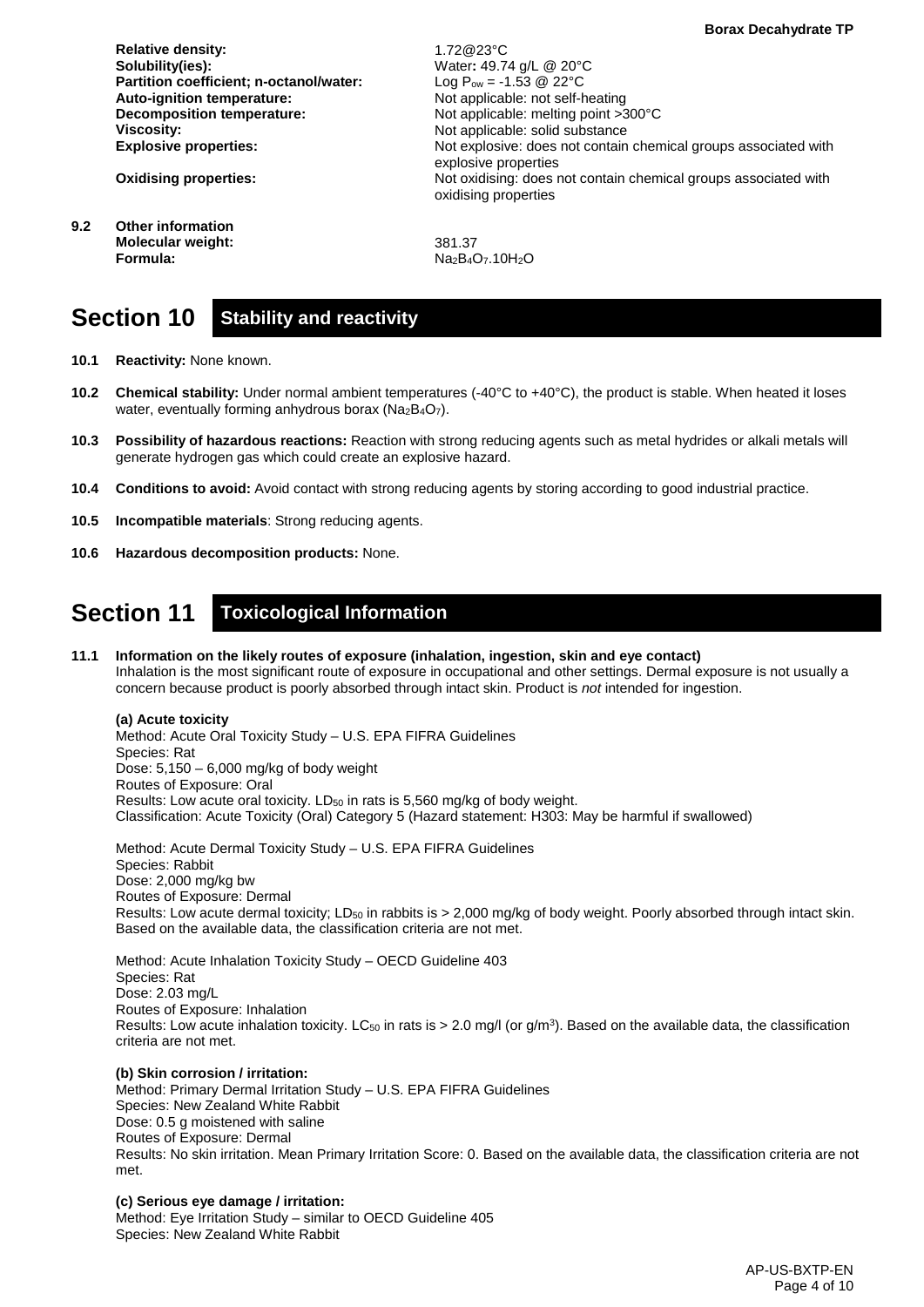| | |
|---|---|
| **Relative density:** | 1.72@23°C |
| **Solubility(ies):** | Water**:** 49.74 g/L @ 20°C |
| **Partition coefficient; n-octanol/water:** | Log $P_{ow}$ = -1.53 @ 22°C |
| **Auto-ignition temperature:** | Not applicable: not self-heating |
| **Decomposition temperature:** | Not applicable: melting point >300°C |
| **Viscosity:** | Not applicable: solid substance |
| **Explosive properties:** | Not explosive: does not contain chemical groups associated with explosive properties |
| **Oxidising properties:** | Not oxidising: does not contain chemical groups associated with oxidising properties |

**9.2 Other information**

| | |
|---|---|
| **Molecular weight:** | 381.37 |
| **Formula:** | $Na_2B_4O_7.10H_2O$ |

## Section 10 Stability and reactivity

**10.1 Reactivity:** None known.

**10.2 Chemical stability:** Under normal ambient temperatures (-40°C to +40°C), the product is stable. When heated it loses water, eventually forming anhydrous borax ($Na_2B_4O_7$).

**10.3 Possibility of hazardous reactions:** Reaction with strong reducing agents such as metal hydrides or alkali metals will generate hydrogen gas which could create an explosive hazard.

**10.4 Conditions to avoid:** Avoid contact with strong reducing agents by storing according to good industrial practice.

**10.5 Incompatible materials**: Strong reducing agents.

**10.6 Hazardous decomposition products:** None.

## Section 11 Toxicological Information

**11.1 Information on the likely routes of exposure (inhalation, ingestion, skin and eye contact)**

Inhalation is the most significant route of exposure in occupational and other settings. Dermal exposure is not usually a concern because product is poorly absorbed through intact skin. Product is *not* intended for ingestion.

**(a) Acute toxicity**

Method: Acute Oral Toxicity Study – U.S. EPA FIFRA Guidelines
Species: Rat
Dose: 5,150 – 6,000 mg/kg of body weight
Routes of Exposure: Oral
Results: Low acute oral toxicity. $LD_{50}$ in rats is 5,560 mg/kg of body weight.
Classification: Acute Toxicity (Oral) Category 5 (Hazard statement: H303: May be harmful if swallowed)

Method: Acute Dermal Toxicity Study – U.S. EPA FIFRA Guidelines
Species: Rabbit
Dose: 2,000 mg/kg bw
Routes of Exposure: Dermal
Results: Low acute dermal toxicity; $LD_{50}$ in rabbits is > 2,000 mg/kg of body weight. Poorly absorbed through intact skin. Based on the available data, the classification criteria are not met.

Method: Acute Inhalation Toxicity Study – OECD Guideline 403
Species: Rat
Dose: 2.03 mg/L
Routes of Exposure: Inhalation
Results: Low acute inhalation toxicity. $LC_{50}$ in rats is > 2.0 mg/l (or g/m$^3$). Based on the available data, the classification criteria are not met.

**(b) Skin corrosion / irritation:**

Method: Primary Dermal Irritation Study – U.S. EPA FIFRA Guidelines
Species: New Zealand White Rabbit
Dose: 0.5 g moistened with saline
Routes of Exposure: Dermal
Results: No skin irritation. Mean Primary Irritation Score: 0. Based on the available data, the classification criteria are not met.

**(c) Serious eye damage / irritation:**

Method: Eye Irritation Study – similar to OECD Guideline 405
Species: New Zealand White Rabbit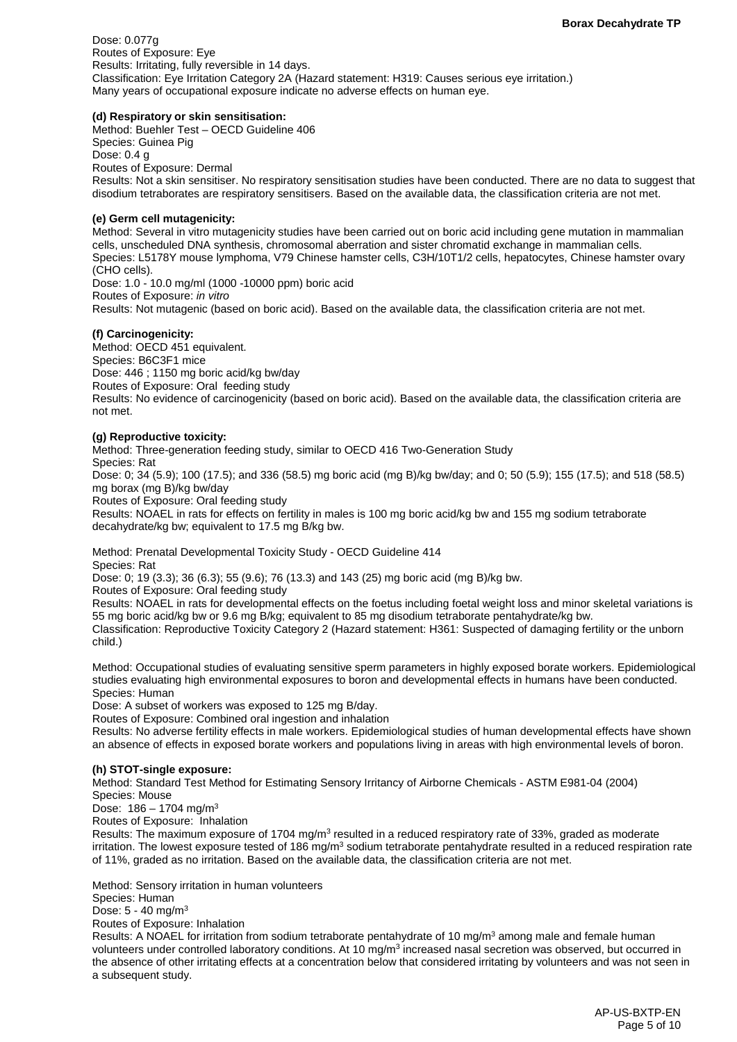Dose: 0.077g
Routes of Exposure: Eye
Results: Irritating, fully reversible in 14 days.
Classification: Eye Irritation Category 2A (Hazard statement: H319: Causes serious eye irritation.)
Many years of occupational exposure indicate no adverse effects on human eye.

**(d) Respiratory or skin sensitisation:**
Method: Buehler Test – OECD Guideline 406
Species: Guinea Pig
Dose: 0.4 g
Routes of Exposure: Dermal
Results: Not a skin sensitiser. No respiratory sensitisation studies have been conducted. There are no data to suggest that disodium tetraborates are respiratory sensitisers. Based on the available data, the classification criteria are not met.

**(e) Germ cell mutagenicity:**
Method: Several in vitro mutagenicity studies have been carried out on boric acid including gene mutation in mammalian cells, unscheduled DNA synthesis, chromosomal aberration and sister chromatid exchange in mammalian cells.
Species: L5178Y mouse lymphoma, V79 Chinese hamster cells, C3H/10T1/2 cells, hepatocytes, Chinese hamster ovary (CHO cells).
Dose: 1.0 - 10.0 mg/ml (1000 -10000 ppm) boric acid
Routes of Exposure: *in vitro*
Results: Not mutagenic (based on boric acid). Based on the available data, the classification criteria are not met.

**(f) Carcinogenicity:**
Method: OECD 451 equivalent.
Species: B6C3F1 mice
Dose: 446 ; 1150 mg boric acid/kg bw/day
Routes of Exposure: Oral feeding study
Results: No evidence of carcinogenicity (based on boric acid). Based on the available data, the classification criteria are not met.

**(g) Reproductive toxicity:**
Method: Three-generation feeding study, similar to OECD 416 Two-Generation Study
Species: Rat
Dose: 0; 34 (5.9); 100 (17.5); and 336 (58.5) mg boric acid (mg B)/kg bw/day; and 0; 50 (5.9); 155 (17.5); and 518 (58.5) mg borax (mg B)/kg bw/day
Routes of Exposure: Oral feeding study
Results: NOAEL in rats for effects on fertility in males is 100 mg boric acid/kg bw and 155 mg sodium tetraborate decahydrate/kg bw; equivalent to 17.5 mg B/kg bw.

Method: Prenatal Developmental Toxicity Study - OECD Guideline 414
Species: Rat
Dose: 0; 19 (3.3); 36 (6.3); 55 (9.6); 76 (13.3) and 143 (25) mg boric acid (mg B)/kg bw.
Routes of Exposure: Oral feeding study
Results: NOAEL in rats for developmental effects on the foetus including foetal weight loss and minor skeletal variations is 55 mg boric acid/kg bw or 9.6 mg B/kg; equivalent to 85 mg disodium tetraborate pentahydrate/kg bw.
Classification: Reproductive Toxicity Category 2 (Hazard statement: H361: Suspected of damaging fertility or the unborn child.)

Method: Occupational studies of evaluating sensitive sperm parameters in highly exposed borate workers. Epidemiological studies evaluating high environmental exposures to boron and developmental effects in humans have been conducted.
Species: Human
Dose: A subset of workers was exposed to 125 mg B/day.
Routes of Exposure: Combined oral ingestion and inhalation
Results: No adverse fertility effects in male workers. Epidemiological studies of human developmental effects have shown an absence of effects in exposed borate workers and populations living in areas with high environmental levels of boron.

**(h) STOT-single exposure:**
Method: Standard Test Method for Estimating Sensory Irritancy of Airborne Chemicals - ASTM E981-04 (2004)
Species: Mouse
Dose: 186 – 1704 mg/m$^3$
Routes of Exposure: Inhalation
Results: The maximum exposure of 1704 mg/m$^3$ resulted in a reduced respiratory rate of 33%, graded as moderate irritation. The lowest exposure tested of 186 mg/m$^3$ sodium tetraborate pentahydrate resulted in a reduced respiration rate of 11%, graded as no irritation. Based on the available data, the classification criteria are not met.

Method: Sensory irritation in human volunteers
Species: Human
Dose: 5 - 40 mg/m$^3$
Routes of Exposure: Inhalation
Results: A NOAEL for irritation from sodium tetraborate pentahydrate of 10 mg/m$^3$ among male and female human volunteers under controlled laboratory conditions. At 10 mg/m$^3$ increased nasal secretion was observed, but occurred in the absence of other irritating effects at a concentration below that considered irritating by volunteers and was not seen in a subsequent study.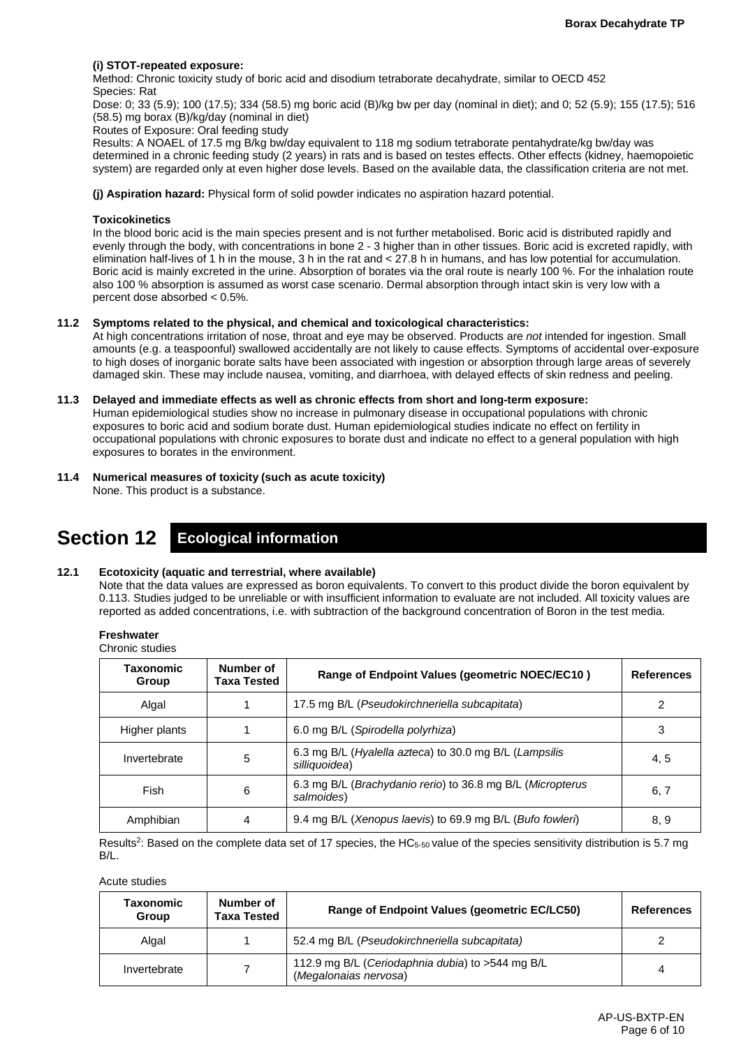**(i) STOT-repeated exposure:**

Method: Chronic toxicity study of boric acid and disodium tetraborate decahydrate, similar to OECD 452
Species: Rat
Dose: 0; 33 (5.9); 100 (17.5); 334 (58.5) mg boric acid (B)/kg bw per day (nominal in diet); and 0; 52 (5.9); 155 (17.5); 516 (58.5) mg borax (B)/kg/day (nominal in diet)
Routes of Exposure: Oral feeding study
Results: A NOAEL of 17.5 mg B/kg bw/day equivalent to 118 mg sodium tetraborate pentahydrate/kg bw/day was determined in a chronic feeding study (2 years) in rats and is based on testes effects. Other effects (kidney, haemopoietic system) are regarded only at even higher dose levels. Based on the available data, the classification criteria are not met.

**(j) Aspiration hazard:** Physical form of solid powder indicates no aspiration hazard potential.

**Toxicokinetics**

In the blood boric acid is the main species present and is not further metabolised. Boric acid is distributed rapidly and evenly through the body, with concentrations in bone 2 - 3 higher than in other tissues. Boric acid is excreted rapidly, with elimination half-lives of 1 h in the mouse, 3 h in the rat and < 27.8 h in humans, and has low potential for accumulation. Boric acid is mainly excreted in the urine. Absorption of borates via the oral route is nearly 100 %. For the inhalation route also 100 % absorption is assumed as worst case scenario. Dermal absorption through intact skin is very low with a percent dose absorbed < 0.5%.

**11.2 Symptoms related to the physical, and chemical and toxicological characteristics:**

At high concentrations irritation of nose, throat and eye may be observed. Products are *not* intended for ingestion. Small amounts (e.g. a teaspoonful) swallowed accidentally are not likely to cause effects. Symptoms of accidental over-exposure to high doses of inorganic borate salts have been associated with ingestion or absorption through large areas of severely damaged skin. These may include nausea, vomiting, and diarrhoea, with delayed effects of skin redness and peeling.

**11.3 Delayed and immediate effects as well as chronic effects from short and long-term exposure:**

Human epidemiological studies show no increase in pulmonary disease in occupational populations with chronic exposures to boric acid and sodium borate dust. Human epidemiological studies indicate no effect on fertility in occupational populations with chronic exposures to borate dust and indicate no effect to a general population with high exposures to borates in the environment.

**11.4 Numerical measures of toxicity (such as acute toxicity)**

None. This product is a substance.

# Section 12 Ecological information

**12.1 Ecotoxicity (aquatic and terrestrial, where available)**

Note that the data values are expressed as boron equivalents. To convert to this product divide the boron equivalent by 0.113. Studies judged to be unreliable or with insufficient information to evaluate are not included. All toxicity values are reported as added concentrations, i.e. with subtraction of the background concentration of Boron in the test media.

**Freshwater**

Chronic studies

| Taxonomic Group | Number of Taxa Tested | Range of Endpoint Values (geometric NOEC/EC10 ) | References |
|---|---|---|---|
| Algal | 1 | 17.5 mg B/L (*Pseudokirchneriella subcapitata*) | 2 |
| Higher plants | 1 | 6.0 mg B/L (*Spirodella polyrhiza*) | 3 |
| Invertebrate | 5 | 6.3 mg B/L (*Hyalella azteca*) to 30.0 mg B/L (*Lampsilis silliquoidea*) | 4, 5 |
| Fish | 6 | 6.3 mg B/L (*Brachydanio rerio*) to 36.8 mg B/L (*Micropterus salmoides*) | 6, 7 |
| Amphibian | 4 | 9.4 mg B/L (*Xenopus laevis*) to 69.9 mg B/L (*Bufo fowleri*) | 8, 9 |

Results[2]: Based on the complete data set of 17 species, the $HC_{5\text{-}50}$ value of the species sensitivity distribution is 5.7 mg B/L.

Acute studies

| Taxonomic Group | Number of Taxa Tested | Range of Endpoint Values (geometric EC/LC50) | References |
|---|---|---|---|
| Algal | 1 | 52.4 mg B/L (*Pseudokirchneriella subcapitata)* | 2 |
| Invertebrate | 7 | 112.9 mg B/L (*Ceriodaphnia dubia*) to >544 mg B/L (*Megalonaias nervosa*) | 4 |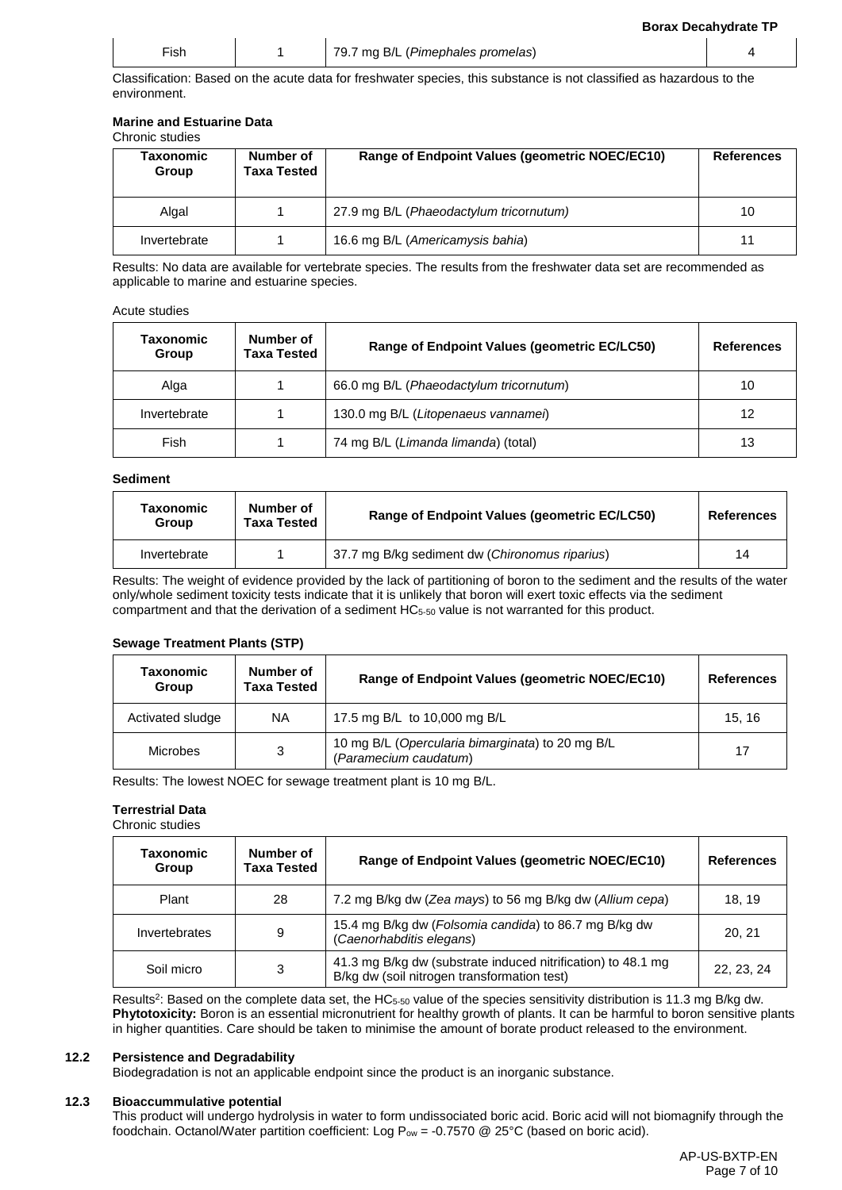| Fish | 1 | 79.7 mg B/L (*Pimephales promelas*) | 4 |
|---|---|---|---|

Classification: Based on the acute data for freshwater species, this substance is not classified as hazardous to the environment.

**Marine and Estuarine Data**

Chronic studies

| Taxonomic Group | Number of Taxa Tested | Range of Endpoint Values (geometric NOEC/EC10) | References |
|---|---|---|---|
| Algal | 1 | 27.9 mg B/L (*Phaeodactylum tricornutum*) | 10 |
| Invertebrate | 1 | 16.6 mg B/L (*Americamysis bahia*) | 11 |

Results: No data are available for vertebrate species. The results from the freshwater data set are recommended as applicable to marine and estuarine species.

Acute studies

| Taxonomic Group | Number of Taxa Tested | Range of Endpoint Values (geometric EC/LC50) | References |
|---|---|---|---|
| Alga | 1 | 66.0 mg B/L (*Phaeodactylum tricornutum*) | 10 |
| Invertebrate | 1 | 130.0 mg B/L (*Litopenaeus vannamei*) | 12 |
| Fish | 1 | 74 mg B/L (*Limanda limanda*) (total) | 13 |

**Sediment**

| Taxonomic Group | Number of Taxa Tested | Range of Endpoint Values (geometric EC/LC50) | References |
|---|---|---|---|
| Invertebrate | 1 | 37.7 mg B/kg sediment dw (*Chironomus riparius*) | 14 |

Results: The weight of evidence provided by the lack of partitioning of boron to the sediment and the results of the water only/whole sediment toxicity tests indicate that it is unlikely that boron will exert toxic effects via the sediment compartment and that the derivation of a sediment $HC_{5\text{-}50}$ value is not warranted for this product.

**Sewage Treatment Plants (STP)**

| Taxonomic Group | Number of Taxa Tested | Range of Endpoint Values (geometric NOEC/EC10) | References |
|---|---|---|---|
| Activated sludge | NA | 17.5 mg B/L to 10,000 mg B/L | 15, 16 |
| Microbes | 3 | 10 mg B/L (*Opercularia bimarginata*) to 20 mg B/L (*Paramecium caudatum*) | 17 |

Results: The lowest NOEC for sewage treatment plant is 10 mg B/L.

**Terrestrial Data**

Chronic studies

| Taxonomic Group | Number of Taxa Tested | Range of Endpoint Values (geometric NOEC/EC10) | References |
|---|---|---|---|
| Plant | 28 | 7.2 mg B/kg dw (*Zea mays*) to 56 mg B/kg dw (*Allium cepa*) | 18, 19 |
| Invertebrates | 9 | 15.4 mg B/kg dw (*Folsomia candida*) to 86.7 mg B/kg dw (*Caenorhabditis elegans*) | 20, 21 |
| Soil micro | 3 | 41.3 mg B/kg dw (substrate induced nitrification) to 48.1 mg B/kg dw (soil nitrogen transformation test) | 22, 23, 24 |

Results[2]: Based on the complete data set, the $HC_{5\text{-}50}$ value of the species sensitivity distribution is 11.3 mg B/kg dw.
**Phytotoxicity:** Boron is an essential micronutrient for healthy growth of plants. It can be harmful to boron sensitive plants in higher quantities. Care should be taken to minimise the amount of borate product released to the environment.

### 12.2 Persistence and Degradability

Biodegradation is not an applicable endpoint since the product is an inorganic substance.

### 12.3 Bioaccummulative potential

This product will undergo hydrolysis in water to form undissociated boric acid. Boric acid will not biomagnify through the foodchain. Octanol/Water partition coefficient: Log $P_{ow}$ = -0.7570 @ 25°C (based on boric acid).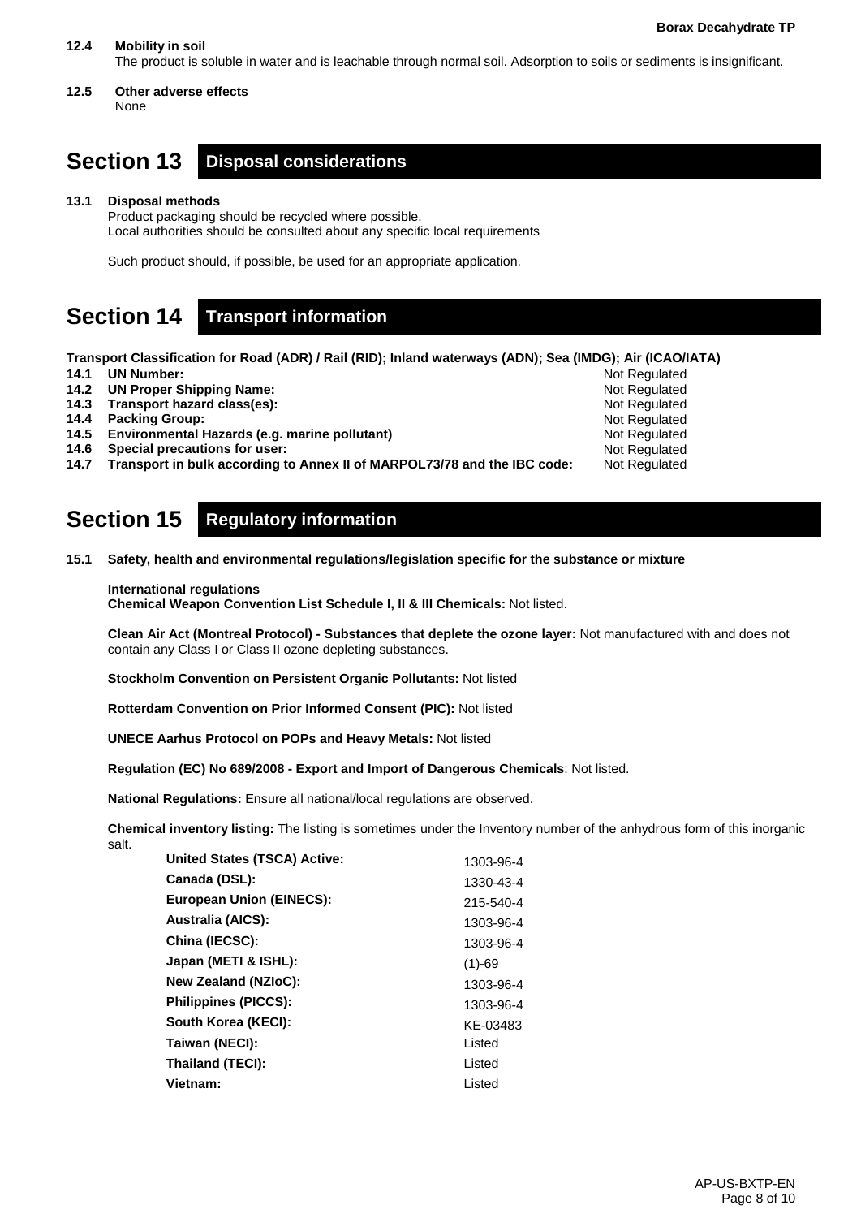**12.4 Mobility in soil**

The product is soluble in water and is leachable through normal soil. Adsorption to soils or sediments is insignificant.

**12.5 Other adverse effects**

None

# Section 13 Disposal considerations

**13.1 Disposal methods**

Product packaging should be recycled where possible.
Local authorities should be consulted about any specific local requirements

Such product should, if possible, be used for an appropriate application.

# Section 14 Transport information

**Transport Classification for Road (ADR) / Rail (RID); Inland waterways (ADN); Sea (IMDG); Air (ICAO/IATA)**

| | | |
|---|---|---|
| **14.1** | **UN Number:** | Not Regulated |
| **14.2** | **UN Proper Shipping Name:** | Not Regulated |
| **14.3** | **Transport hazard class(es):** | Not Regulated |
| **14.4** | **Packing Group:** | Not Regulated |
| **14.5** | **Environmental Hazards (e.g. marine pollutant)** | Not Regulated |
| **14.6** | **Special precautions for user:** | Not Regulated |
| **14.7** | **Transport in bulk according to Annex II of MARPOL73/78 and the IBC code:** | Not Regulated |

# Section 15 Regulatory information

**15.1 Safety, health and environmental regulations/legislation specific for the substance or mixture**

**International regulations**
**Chemical Weapon Convention List Schedule I, II & III Chemicals:** Not listed.

**Clean Air Act (Montreal Protocol) - Substances that deplete the ozone layer:** Not manufactured with and does not contain any Class I or Class II ozone depleting substances.

**Stockholm Convention on Persistent Organic Pollutants:** Not listed

**Rotterdam Convention on Prior Informed Consent (PIC):** Not listed

**UNECE Aarhus Protocol on POPs and Heavy Metals:** Not listed

**Regulation (EC) No 689/2008 - Export and Import of Dangerous Chemicals**: Not listed.

**National Regulations:** Ensure all national/local regulations are observed.

**Chemical inventory listing:** The listing is sometimes under the Inventory number of the anhydrous form of this inorganic salt.

| | |
|---|---|
| **United States (TSCA) Active:** | 1303-96-4 |
| **Canada (DSL):** | 1330-43-4 |
| **European Union (EINECS):** | 215-540-4 |
| **Australia (AICS):** | 1303-96-4 |
| **China (IECSC):** | 1303-96-4 |
| **Japan (METI & ISHL):** | (1)-69 |
| **New Zealand (NZIoC):** | 1303-96-4 |
| **Philippines (PICCS):** | 1303-96-4 |
| **South Korea (KECI):** | KE-03483 |
| **Taiwan (NECI):** | Listed |
| **Thailand (TECI):** | Listed |
| **Vietnam:** | Listed |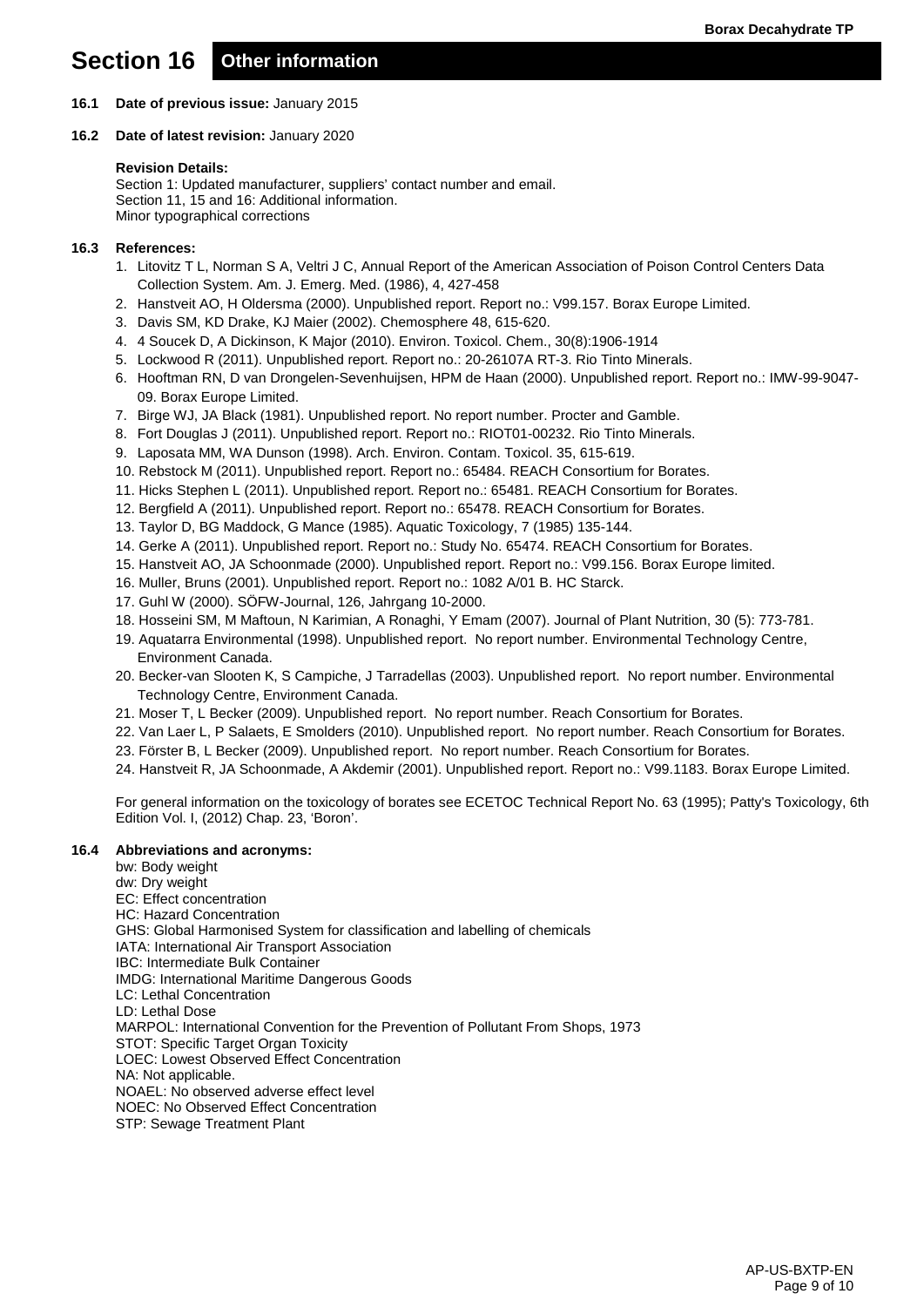# Section 16 Other information

**16.1 Date of previous issue:** January 2015

**16.2 Date of latest revision:** January 2020

**Revision Details:**
Section 1: Updated manufacturer, suppliers' contact number and email.
Section 11, 15 and 16: Additional information.
Minor typographical corrections

**16.3 References:**

1. Litovitz T L, Norman S A, Veltri J C, Annual Report of the American Association of Poison Control Centers Data Collection System. Am. J. Emerg. Med. (1986), 4, 427-458
2. Hanstveit AO, H Oldersma (2000). Unpublished report. Report no.: V99.157. Borax Europe Limited.
3. Davis SM, KD Drake, KJ Maier (2002). Chemosphere 48, 615-620.
4. 4 Soucek D, A Dickinson, K Major (2010). Environ. Toxicol. Chem., 30(8):1906-1914
5. Lockwood R (2011). Unpublished report. Report no.: 20-26107A RT-3. Rio Tinto Minerals.
6. Hooftman RN, D van Drongelen-Sevenhuijsen, HPM de Haan (2000). Unpublished report. Report no.: IMW-99-9047-09. Borax Europe Limited.
7. Birge WJ, JA Black (1981). Unpublished report. No report number. Procter and Gamble.
8. Fort Douglas J (2011). Unpublished report. Report no.: RIOT01-00232. Rio Tinto Minerals.
9. Laposata MM, WA Dunson (1998). Arch. Environ. Contam. Toxicol. 35, 615-619.
10. Rebstock M (2011). Unpublished report. Report no.: 65484. REACH Consortium for Borates.
11. Hicks Stephen L (2011). Unpublished report. Report no.: 65481. REACH Consortium for Borates.
12. Bergfield A (2011). Unpublished report. Report no.: 65478. REACH Consortium for Borates.
13. Taylor D, BG Maddock, G Mance (1985). Aquatic Toxicology, 7 (1985) 135-144.
14. Gerke A (2011). Unpublished report. Report no.: Study No. 65474. REACH Consortium for Borates.
15. Hanstveit AO, JA Schoonmade (2000). Unpublished report. Report no.: V99.156. Borax Europe limited.
16. Muller, Bruns (2001). Unpublished report. Report no.: 1082 A/01 B. HC Starck.
17. Guhl W (2000). SÖFW-Journal, 126, Jahrgang 10-2000.
18. Hosseini SM, M Maftoun, N Karimian, A Ronaghi, Y Emam (2007). Journal of Plant Nutrition, 30 (5): 773-781.
19. Aquatarra Environmental (1998). Unpublished report. No report number. Environmental Technology Centre, Environment Canada.
20. Becker-van Slooten K, S Campiche, J Tarradellas (2003). Unpublished report. No report number. Environmental Technology Centre, Environment Canada.
21. Moser T, L Becker (2009). Unpublished report. No report number. Reach Consortium for Borates.
22. Van Laer L, P Salaets, E Smolders (2010). Unpublished report. No report number. Reach Consortium for Borates.
23. Förster B, L Becker (2009). Unpublished report. No report number. Reach Consortium for Borates.
24. Hanstveit R, JA Schoonmade, A Akdemir (2001). Unpublished report. Report no.: V99.1183. Borax Europe Limited.

For general information on the toxicology of borates see ECETOC Technical Report No. 63 (1995); Patty's Toxicology, 6th Edition Vol. I, (2012) Chap. 23, 'Boron'.

**16.4 Abbreviations and acronyms:**

bw: Body weight
dw: Dry weight
EC: Effect concentration
HC: Hazard Concentration
GHS: Global Harmonised System for classification and labelling of chemicals
IATA: International Air Transport Association
IBC: Intermediate Bulk Container
IMDG: International Maritime Dangerous Goods
LC: Lethal Concentration
LD: Lethal Dose
MARPOL: International Convention for the Prevention of Pollutant From Shops, 1973
STOT: Specific Target Organ Toxicity
LOEC: Lowest Observed Effect Concentration
NA: Not applicable.
NOAEL: No observed adverse effect level
NOEC: No Observed Effect Concentration
STP: Sewage Treatment Plant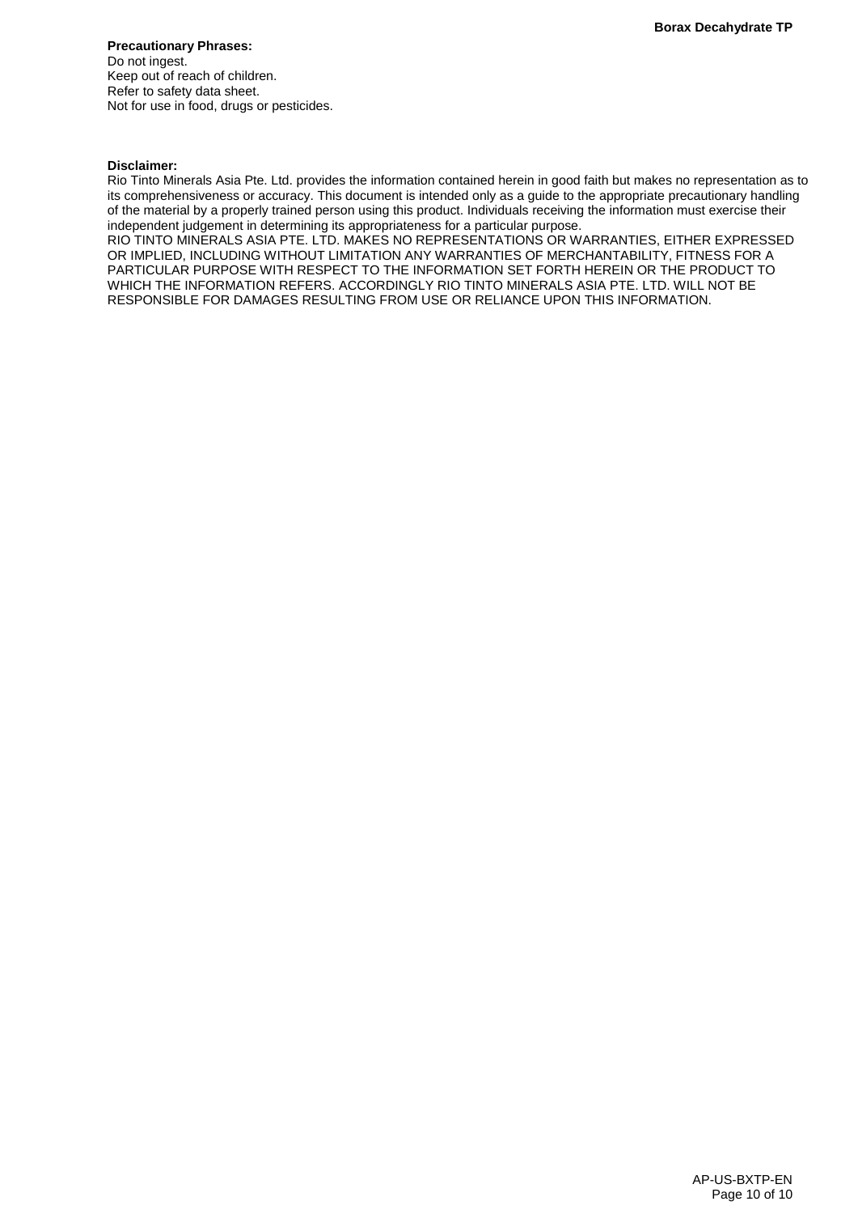**Precautionary Phrases:**

Do not ingest.
Keep out of reach of children.
Refer to safety data sheet.
Not for use in food, drugs or pesticides.

**Disclaimer:**

Rio Tinto Minerals Asia Pte. Ltd. provides the information contained herein in good faith but makes no representation as to its comprehensiveness or accuracy. This document is intended only as a guide to the appropriate precautionary handling of the material by a properly trained person using this product. Individuals receiving the information must exercise their independent judgement in determining its appropriateness for a particular purpose.
RIO TINTO MINERALS ASIA PTE. LTD. MAKES NO REPRESENTATIONS OR WARRANTIES, EITHER EXPRESSED OR IMPLIED, INCLUDING WITHOUT LIMITATION ANY WARRANTIES OF MERCHANTABILITY, FITNESS FOR A PARTICULAR PURPOSE WITH RESPECT TO THE INFORMATION SET FORTH HEREIN OR THE PRODUCT TO WHICH THE INFORMATION REFERS. ACCORDINGLY RIO TINTO MINERALS ASIA PTE. LTD. WILL NOT BE RESPONSIBLE FOR DAMAGES RESULTING FROM USE OR RELIANCE UPON THIS INFORMATION.